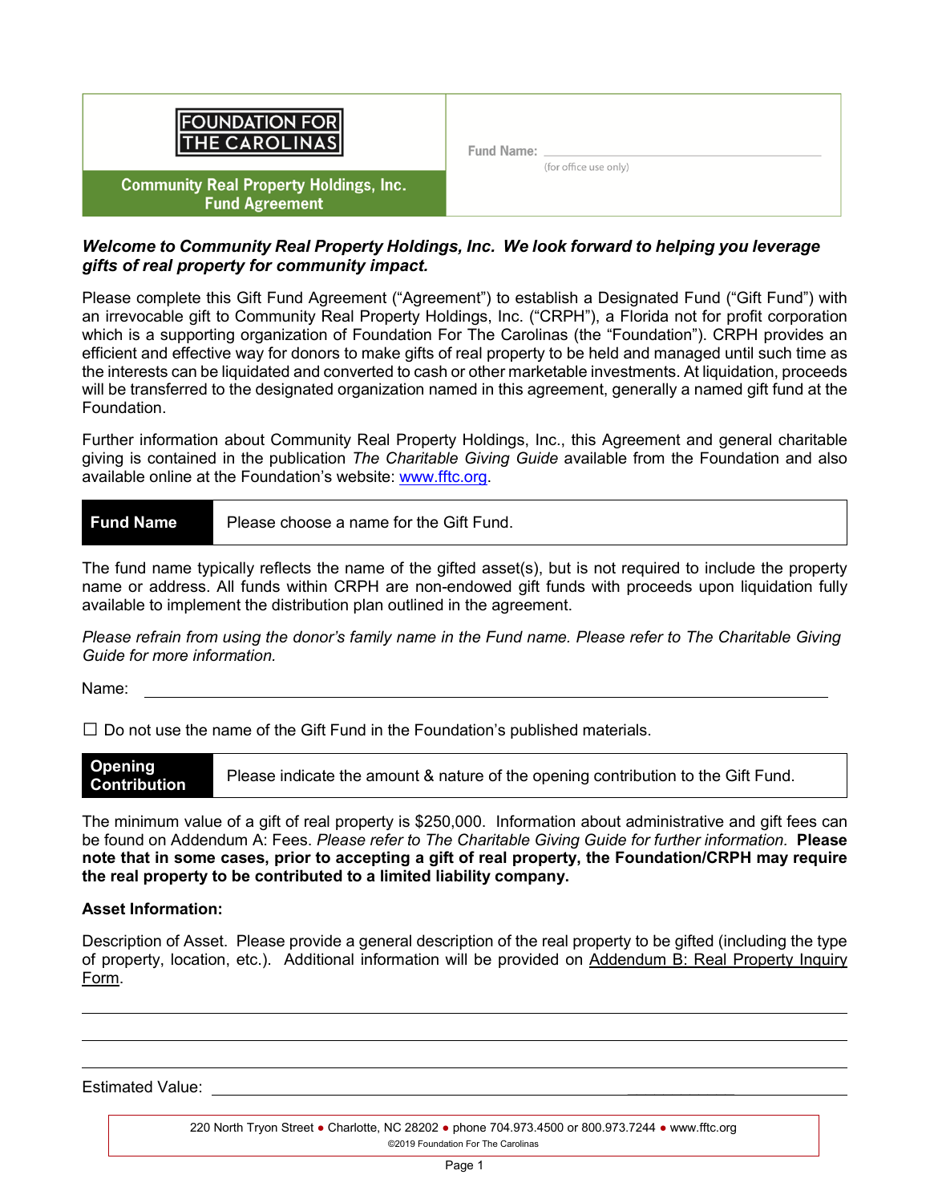FOUNDATION FOR THE CAROLINAS

**Community Real Property Holdings, Inc. Fund Agreement**

Fund Name: ______________________
(for office use only)

***Welcome to Community Real Property Holdings, Inc. We look forward to helping you leverage gifts of real property for community impact.***

Please complete this Gift Fund Agreement ("Agreement") to establish a Designated Fund ("Gift Fund") with an irrevocable gift to Community Real Property Holdings, Inc. ("CRPH"), a Florida not for profit corporation which is a supporting organization of Foundation For The Carolinas (the "Foundation"). CRPH provides an efficient and effective way for donors to make gifts of real property to be held and managed until such time as the interests can be liquidated and converted to cash or other marketable investments. At liquidation, proceeds will be transferred to the designated organization named in this agreement, generally a named gift fund at the Foundation.

Further information about Community Real Property Holdings, Inc., this Agreement and general charitable giving is contained in the publication *The Charitable Giving Guide* available from the Foundation and also available online at the Foundation's website: www.fftc.org.

| **Fund Name** | Please choose a name for the Gift Fund. |
|---|---|

The fund name typically reflects the name of the gifted asset(s), but is not required to include the property name or address. All funds within CRPH are non-endowed gift funds with proceeds upon liquidation fully available to implement the distribution plan outlined in the agreement.

*Please refrain from using the donor's family name in the Fund name. Please refer to The Charitable Giving Guide for more information.*

Name: ______________________________________________

☐ Do not use the name of the Gift Fund in the Foundation's published materials.

| **Opening Contribution** | Please indicate the amount & nature of the opening contribution to the Gift Fund. |
|---|---|

The minimum value of a gift of real property is $250,000. Information about administrative and gift fees can be found on Addendum A: Fees. *Please refer to The Charitable Giving Guide for further information.* **Please note that in some cases, prior to accepting a gift of real property, the Foundation/CRPH may require the real property to be contributed to a limited liability company.**

**Asset Information:**

Description of Asset. Please provide a general description of the real property to be gifted (including the type of property, location, etc.). Additional information will be provided on Addendum B: Real Property Inquiry Form.

______________________________________________

______________________________________________

______________________________________________

Estimated Value: ______________________________________________

220 North Tryon Street ● Charlotte, NC 28202 ● phone 704.973.4500 or 800.973.7244 ● www.fftc.org
©2019 Foundation For The Carolinas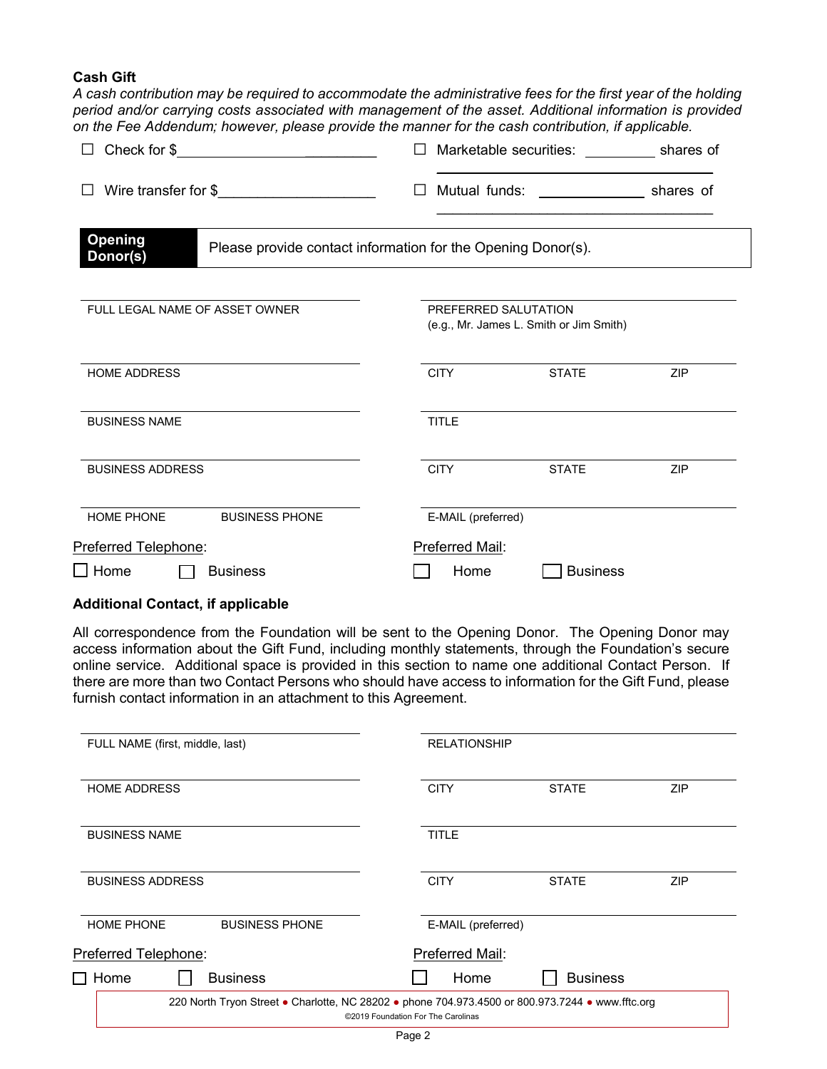**Cash Gift**

*A cash contribution may be required to accommodate the administrative fees for the first year of the holding period and/or carrying costs associated with management of the asset. Additional information is provided on the Fee Addendum; however, please provide the manner for the cash contribution, if applicable.*

☐ Check for $______________________

☐ Marketable securities: _________ shares of ______________________

☐ Wire transfer for $____________________

☐ Mutual funds: ______________ shares of ______________________

**Opening Donor(s)** Please provide contact information for the Opening Donor(s).

| | |
|---|---|
| FULL LEGAL NAME OF ASSET OWNER | PREFERRED SALUTATION (e.g., Mr. James L. Smith or Jim Smith) |
| HOME ADDRESS | CITY / STATE / ZIP |
| BUSINESS NAME | TITLE |
| BUSINESS ADDRESS | CITY / STATE / ZIP |
| HOME PHONE / BUSINESS PHONE | E-MAIL (preferred) |

Preferred Telephone: ☐ Home ☐ Business

Preferred Mail: ☐ Home ☐ Business

**Additional Contact, if applicable**

All correspondence from the Foundation will be sent to the Opening Donor. The Opening Donor may access information about the Gift Fund, including monthly statements, through the Foundation's secure online service. Additional space is provided in this section to name one additional Contact Person. If there are more than two Contact Persons who should have access to information for the Gift Fund, please furnish contact information in an attachment to this Agreement.

| | |
|---|---|
| FULL NAME (first, middle, last) | RELATIONSHIP |
| HOME ADDRESS | CITY / STATE / ZIP |
| BUSINESS NAME | TITLE |
| BUSINESS ADDRESS | CITY / STATE / ZIP |
| HOME PHONE / BUSINESS PHONE | E-MAIL (preferred) |

Preferred Telephone: ☐ Home ☐ Business

Preferred Mail: ☐ Home ☐ Business

220 North Tryon Street • Charlotte, NC 28202 • phone 704.973.4500 or 800.973.7244 • www.fftc.org
©2019 Foundation For The Carolinas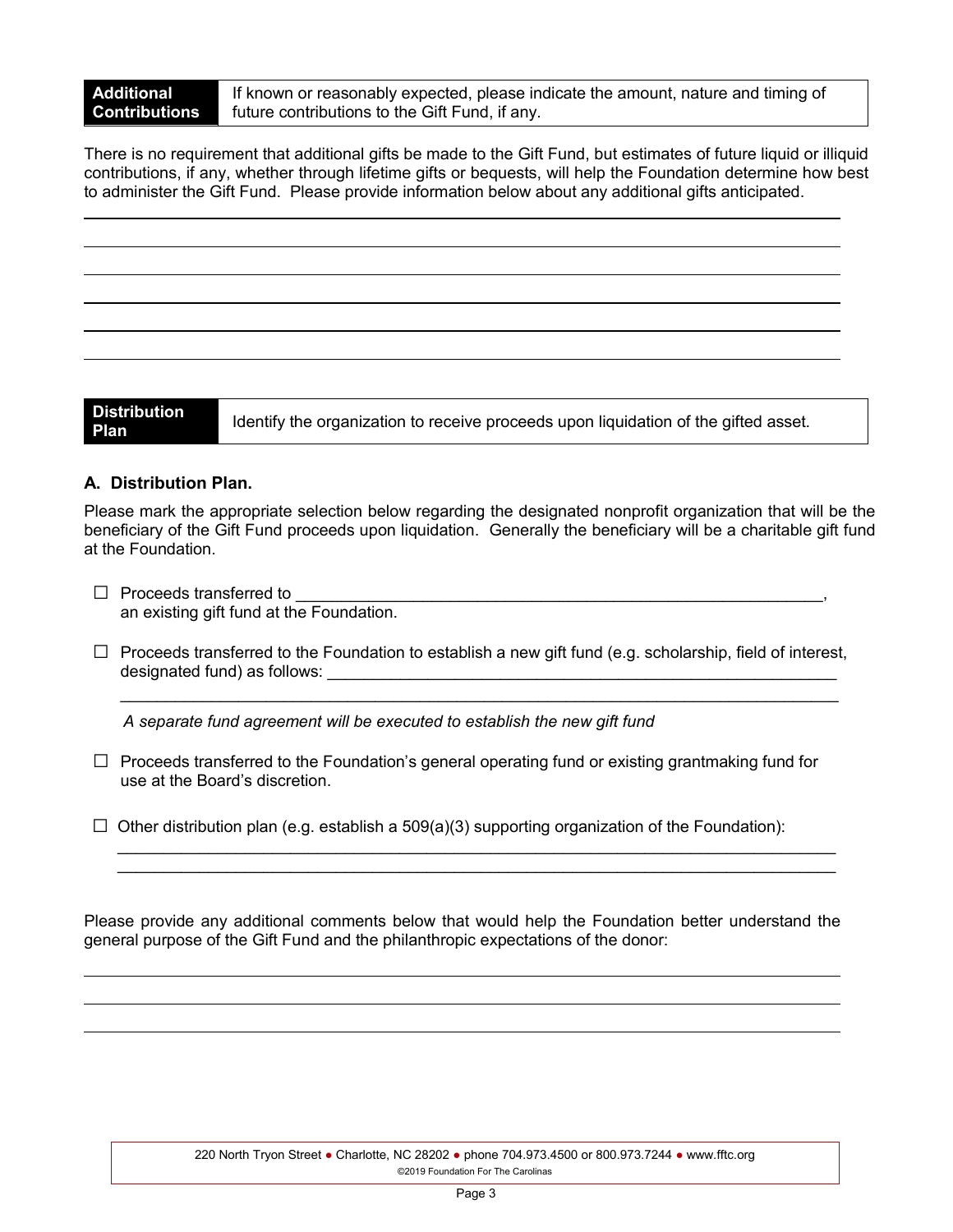| **Additional Contributions** | If known or reasonably expected, please indicate the amount, nature and timing of future contributions to the Gift Fund, if any. |
|---|---|

There is no requirement that additional gifts be made to the Gift Fund, but estimates of future liquid or illiquid contributions, if any, whether through lifetime gifts or bequests, will help the Foundation determine how best to administer the Gift Fund. Please provide information below about any additional gifts anticipated.

\_\_\_\_\_\_\_\_\_\_\_\_\_\_\_\_\_\_\_\_\_\_\_\_\_\_\_\_\_\_\_\_\_\_\_\_\_\_\_\_\_\_\_\_\_\_\_\_\_\_\_\_\_\_\_\_\_\_\_\_\_\_\_\_\_\_\_\_\_\_\_\_\_\_\_\_

\_\_\_\_\_\_\_\_\_\_\_\_\_\_\_\_\_\_\_\_\_\_\_\_\_\_\_\_\_\_\_\_\_\_\_\_\_\_\_\_\_\_\_\_\_\_\_\_\_\_\_\_\_\_\_\_\_\_\_\_\_\_\_\_\_\_\_\_\_\_\_\_\_\_\_\_

\_\_\_\_\_\_\_\_\_\_\_\_\_\_\_\_\_\_\_\_\_\_\_\_\_\_\_\_\_\_\_\_\_\_\_\_\_\_\_\_\_\_\_\_\_\_\_\_\_\_\_\_\_\_\_\_\_\_\_\_\_\_\_\_\_\_\_\_\_\_\_\_\_\_\_\_

\_\_\_\_\_\_\_\_\_\_\_\_\_\_\_\_\_\_\_\_\_\_\_\_\_\_\_\_\_\_\_\_\_\_\_\_\_\_\_\_\_\_\_\_\_\_\_\_\_\_\_\_\_\_\_\_\_\_\_\_\_\_\_\_\_\_\_\_\_\_\_\_\_\_\_\_

\_\_\_\_\_\_\_\_\_\_\_\_\_\_\_\_\_\_\_\_\_\_\_\_\_\_\_\_\_\_\_\_\_\_\_\_\_\_\_\_\_\_\_\_\_\_\_\_\_\_\_\_\_\_\_\_\_\_\_\_\_\_\_\_\_\_\_\_\_\_\_\_\_\_\_\_

\_\_\_\_\_\_\_\_\_\_\_\_\_\_\_\_\_\_\_\_\_\_\_\_\_\_\_\_\_\_\_\_\_\_\_\_\_\_\_\_\_\_\_\_\_\_\_\_\_\_\_\_\_\_\_\_\_\_\_\_\_\_\_\_\_\_\_\_\_\_\_\_\_\_\_\_

| **Distribution Plan** | Identify the organization to receive proceeds upon liquidation of the gifted asset. |
|---|---|

### A. Distribution Plan.

Please mark the appropriate selection below regarding the designated nonprofit organization that will be the beneficiary of the Gift Fund proceeds upon liquidation. Generally the beneficiary will be a charitable gift fund at the Foundation.

- ☐ Proceeds transferred to \_\_\_\_\_\_\_\_\_\_\_\_\_\_\_\_\_\_\_\_\_\_\_\_\_\_\_\_\_\_\_\_\_\_\_\_\_\_\_\_\_\_\_\_\_\_\_\_\_\_\_\_\_\_\_\_\_\_\_\_, an existing gift fund at the Foundation.

- ☐ Proceeds transferred to the Foundation to establish a new gift fund (e.g. scholarship, field of interest, designated fund) as follows: \_\_\_\_\_\_\_\_\_\_\_\_\_\_\_\_\_\_\_\_\_\_\_\_\_\_\_\_\_\_\_\_\_\_\_\_\_\_\_\_\_\_\_\_\_\_\_\_\_\_\_\_\_\_\_\_\_\_
  \_\_\_\_\_\_\_\_\_\_\_\_\_\_\_\_\_\_\_\_\_\_\_\_\_\_\_\_\_\_\_\_\_\_\_\_\_\_\_\_\_\_\_\_\_\_\_\_\_\_\_\_\_\_\_\_\_\_\_\_\_\_\_\_\_\_\_\_\_\_\_\_\_\_\_\_

  *A separate fund agreement will be executed to establish the new gift fund*

- ☐ Proceeds transferred to the Foundation's general operating fund or existing grantmaking fund for use at the Board's discretion.

- ☐ Other distribution plan (e.g. establish a 509(a)(3) supporting organization of the Foundation):
  \_\_\_\_\_\_\_\_\_\_\_\_\_\_\_\_\_\_\_\_\_\_\_\_\_\_\_\_\_\_\_\_\_\_\_\_\_\_\_\_\_\_\_\_\_\_\_\_\_\_\_\_\_\_\_\_\_\_\_\_\_\_\_\_\_\_\_\_\_\_\_\_\_\_\_\_
  \_\_\_\_\_\_\_\_\_\_\_\_\_\_\_\_\_\_\_\_\_\_\_\_\_\_\_\_\_\_\_\_\_\_\_\_\_\_\_\_\_\_\_\_\_\_\_\_\_\_\_\_\_\_\_\_\_\_\_\_\_\_\_\_\_\_\_\_\_\_\_\_\_\_\_\_

Please provide any additional comments below that would help the Foundation better understand the general purpose of the Gift Fund and the philanthropic expectations of the donor:

\_\_\_\_\_\_\_\_\_\_\_\_\_\_\_\_\_\_\_\_\_\_\_\_\_\_\_\_\_\_\_\_\_\_\_\_\_\_\_\_\_\_\_\_\_\_\_\_\_\_\_\_\_\_\_\_\_\_\_\_\_\_\_\_\_\_\_\_\_\_\_\_\_\_\_\_

\_\_\_\_\_\_\_\_\_\_\_\_\_\_\_\_\_\_\_\_\_\_\_\_\_\_\_\_\_\_\_\_\_\_\_\_\_\_\_\_\_\_\_\_\_\_\_\_\_\_\_\_\_\_\_\_\_\_\_\_\_\_\_\_\_\_\_\_\_\_\_\_\_\_\_\_

\_\_\_\_\_\_\_\_\_\_\_\_\_\_\_\_\_\_\_\_\_\_\_\_\_\_\_\_\_\_\_\_\_\_\_\_\_\_\_\_\_\_\_\_\_\_\_\_\_\_\_\_\_\_\_\_\_\_\_\_\_\_\_\_\_\_\_\_\_\_\_\_\_\_\_\_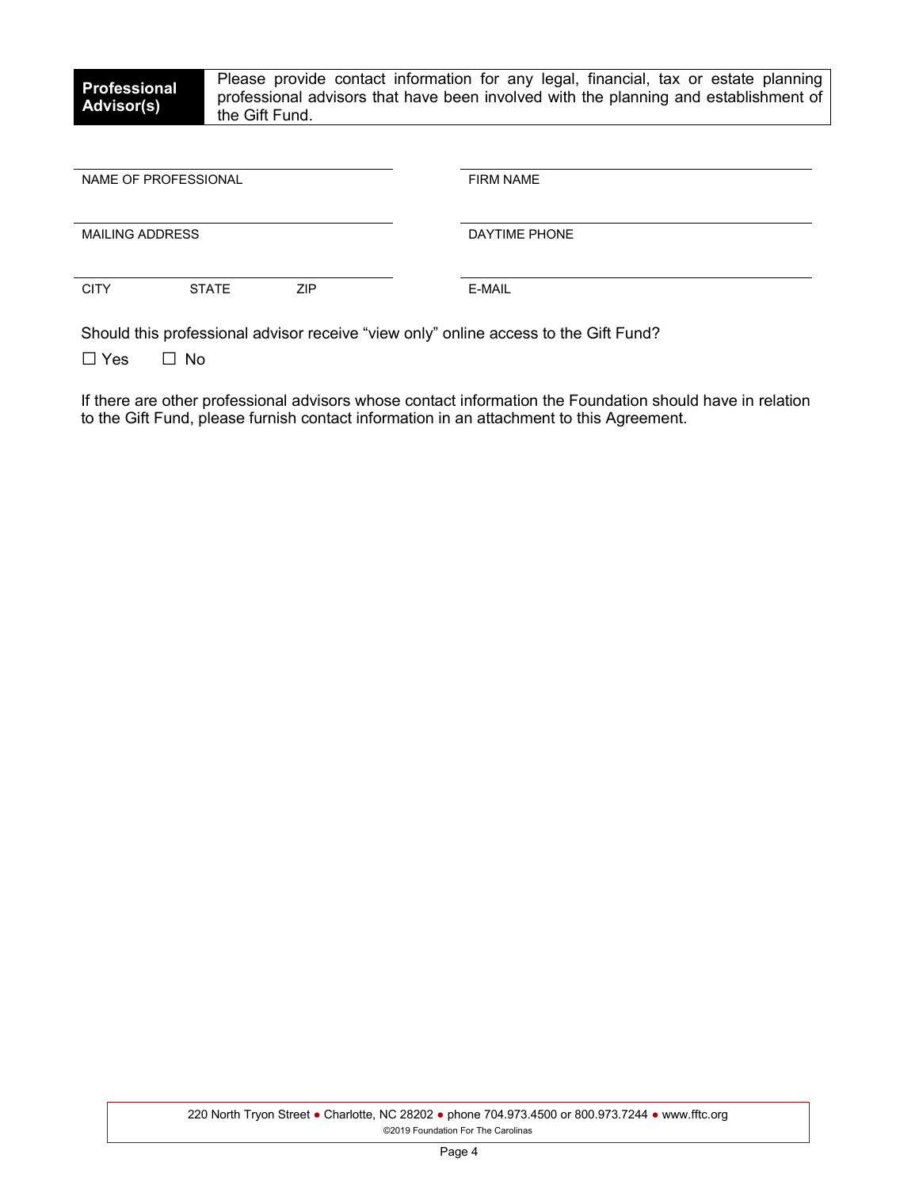**Professional Advisor(s)**

Please provide contact information for any legal, financial, tax or estate planning professional advisors that have been involved with the planning and establishment of the Gift Fund.

| | |
|---|---|
| NAME OF PROFESSIONAL | FIRM NAME |
| MAILING ADDRESS | DAYTIME PHONE |
| CITY STATE ZIP | E-MAIL |

Should this professional advisor receive "view only" online access to the Gift Fund?

☐ Yes ☐ No

If there are other professional advisors whose contact information the Foundation should have in relation to the Gift Fund, please furnish contact information in an attachment to this Agreement.

220 North Tryon Street ● Charlotte, NC 28202 ● phone 704.973.4500 or 800.973.7244 ● www.fftc.org
©2019 Foundation For The Carolinas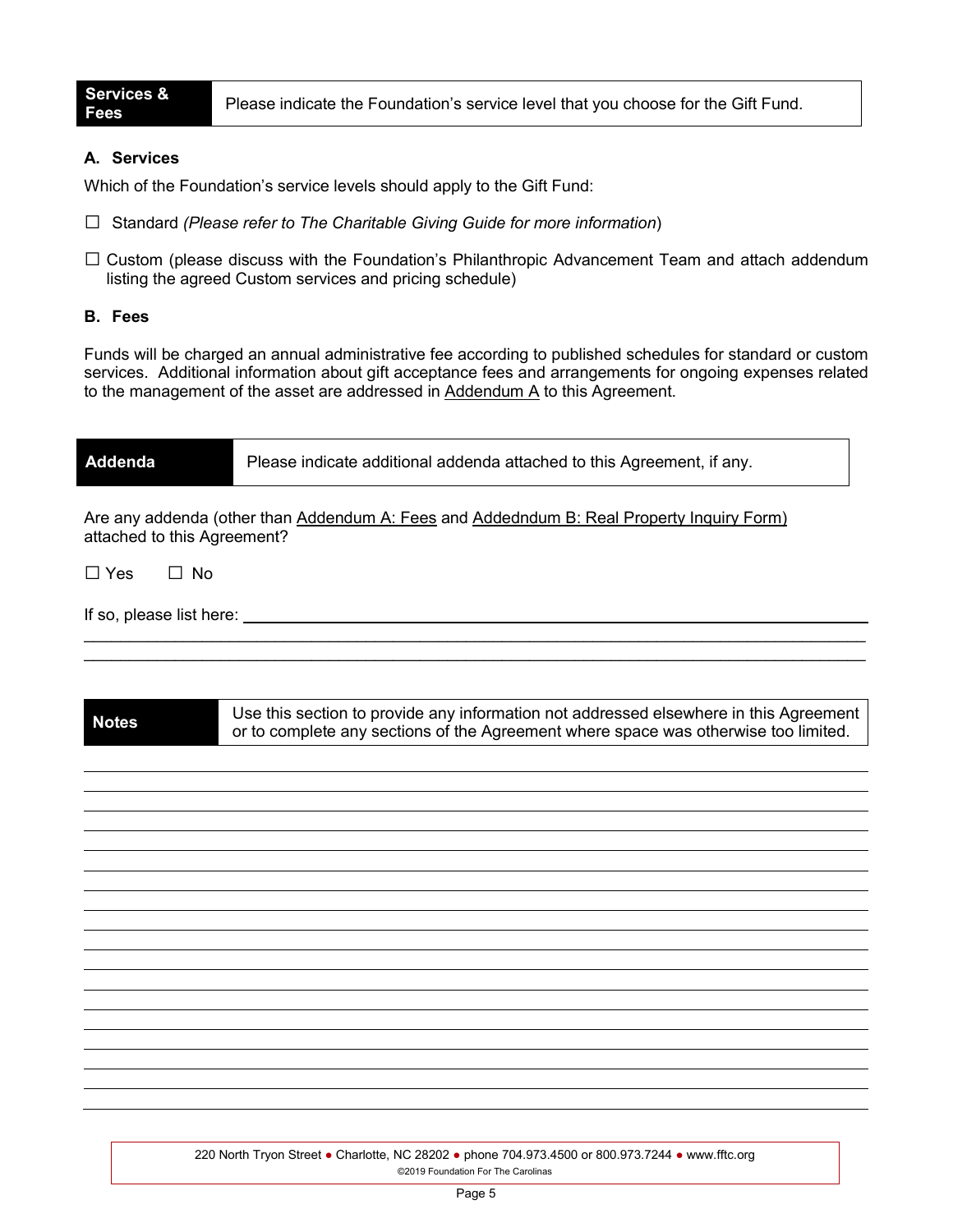**Services & Fees** — Please indicate the Foundation's service level that you choose for the Gift Fund.

### A. Services

Which of the Foundation's service levels should apply to the Gift Fund:

☐ Standard *(Please refer to The Charitable Giving Guide for more information*)

☐ Custom (please discuss with the Foundation's Philanthropic Advancement Team and attach addendum listing the agreed Custom services and pricing schedule)

### B. Fees

Funds will be charged an annual administrative fee according to published schedules for standard or custom services. Additional information about gift acceptance fees and arrangements for ongoing expenses related to the management of the asset are addressed in Addendum A to this Agreement.

**Addenda** — Please indicate additional addenda attached to this Agreement, if any.

Are any addenda (other than Addendum A: Fees and Addedndum B: Real Property Inquiry Form) attached to this Agreement?

☐ Yes ☐ No

If so, please list here: ______________________________________________

______________________________________________

______________________________________________

**Notes** — Use this section to provide any information not addressed elsewhere in this Agreement or to complete any sections of the Agreement where space was otherwise too limited.

______________________________________________

______________________________________________

______________________________________________

______________________________________________

______________________________________________

______________________________________________

______________________________________________

______________________________________________

______________________________________________

______________________________________________

______________________________________________

______________________________________________

______________________________________________

______________________________________________

______________________________________________

______________________________________________

______________________________________________

______________________________________________

220 North Tryon Street ● Charlotte, NC 28202 ● phone 704.973.4500 or 800.973.7244 ● www.fftc.org
©2019 Foundation For The Carolinas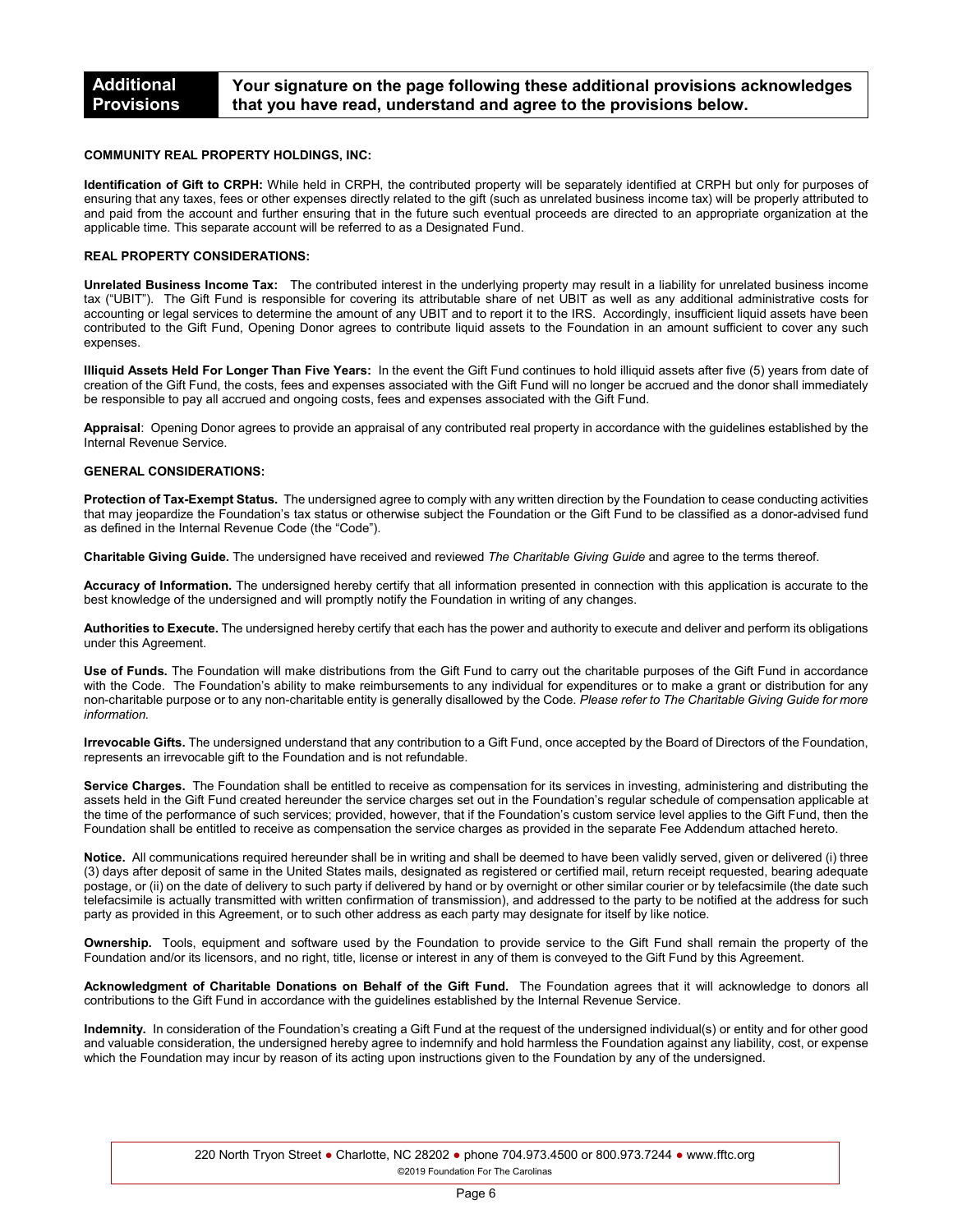## Additional Provisions

**Your signature on the page following these additional provisions acknowledges that you have read, understand and agree to the provisions below.**

**COMMUNITY REAL PROPERTY HOLDINGS, INC:**

**Identification of Gift to CRPH:** While held in CRPH, the contributed property will be separately identified at CRPH but only for purposes of ensuring that any taxes, fees or other expenses directly related to the gift (such as unrelated business income tax) will be properly attributed to and paid from the account and further ensuring that in the future such eventual proceeds are directed to an appropriate organization at the applicable time. This separate account will be referred to as a Designated Fund.

**REAL PROPERTY CONSIDERATIONS:**

**Unrelated Business Income Tax:** The contributed interest in the underlying property may result in a liability for unrelated business income tax ("UBIT"). The Gift Fund is responsible for covering its attributable share of net UBIT as well as any additional administrative costs for accounting or legal services to determine the amount of any UBIT and to report it to the IRS. Accordingly, insufficient liquid assets have been contributed to the Gift Fund, Opening Donor agrees to contribute liquid assets to the Foundation in an amount sufficient to cover any such expenses.

**Illiquid Assets Held For Longer Than Five Years:** In the event the Gift Fund continues to hold illiquid assets after five (5) years from date of creation of the Gift Fund, the costs, fees and expenses associated with the Gift Fund will no longer be accrued and the donor shall immediately be responsible to pay all accrued and ongoing costs, fees and expenses associated with the Gift Fund.

**Appraisal**: Opening Donor agrees to provide an appraisal of any contributed real property in accordance with the guidelines established by the Internal Revenue Service.

**GENERAL CONSIDERATIONS:**

**Protection of Tax-Exempt Status.** The undersigned agree to comply with any written direction by the Foundation to cease conducting activities that may jeopardize the Foundation's tax status or otherwise subject the Foundation or the Gift Fund to be classified as a donor-advised fund as defined in the Internal Revenue Code (the "Code").

**Charitable Giving Guide.** The undersigned have received and reviewed *The Charitable Giving Guide* and agree to the terms thereof.

**Accuracy of Information.** The undersigned hereby certify that all information presented in connection with this application is accurate to the best knowledge of the undersigned and will promptly notify the Foundation in writing of any changes.

**Authorities to Execute.** The undersigned hereby certify that each has the power and authority to execute and deliver and perform its obligations under this Agreement.

**Use of Funds.** The Foundation will make distributions from the Gift Fund to carry out the charitable purposes of the Gift Fund in accordance with the Code. The Foundation's ability to make reimbursements to any individual for expenditures or to make a grant or distribution for any non-charitable purpose or to any non-charitable entity is generally disallowed by the Code. *Please refer to The Charitable Giving Guide for more information.*

**Irrevocable Gifts.** The undersigned understand that any contribution to a Gift Fund, once accepted by the Board of Directors of the Foundation, represents an irrevocable gift to the Foundation and is not refundable.

**Service Charges.** The Foundation shall be entitled to receive as compensation for its services in investing, administering and distributing the assets held in the Gift Fund created hereunder the service charges set out in the Foundation's regular schedule of compensation applicable at the time of the performance of such services; provided, however, that if the Foundation's custom service level applies to the Gift Fund, then the Foundation shall be entitled to receive as compensation the service charges as provided in the separate Fee Addendum attached hereto.

**Notice.** All communications required hereunder shall be in writing and shall be deemed to have been validly served, given or delivered (i) three (3) days after deposit of same in the United States mails, designated as registered or certified mail, return receipt requested, bearing adequate postage, or (ii) on the date of delivery to such party if delivered by hand or by overnight or other similar courier or by telefacsimile (the date such telefacsimile is actually transmitted with written confirmation of transmission), and addressed to the party to be notified at the address for such party as provided in this Agreement, or to such other address as each party may designate for itself by like notice.

**Ownership.** Tools, equipment and software used by the Foundation to provide service to the Gift Fund shall remain the property of the Foundation and/or its licensors, and no right, title, license or interest in any of them is conveyed to the Gift Fund by this Agreement.

**Acknowledgment of Charitable Donations on Behalf of the Gift Fund.** The Foundation agrees that it will acknowledge to donors all contributions to the Gift Fund in accordance with the guidelines established by the Internal Revenue Service.

**Indemnity.** In consideration of the Foundation's creating a Gift Fund at the request of the undersigned individual(s) or entity and for other good and valuable consideration, the undersigned hereby agree to indemnify and hold harmless the Foundation against any liability, cost, or expense which the Foundation may incur by reason of its acting upon instructions given to the Foundation by any of the undersigned.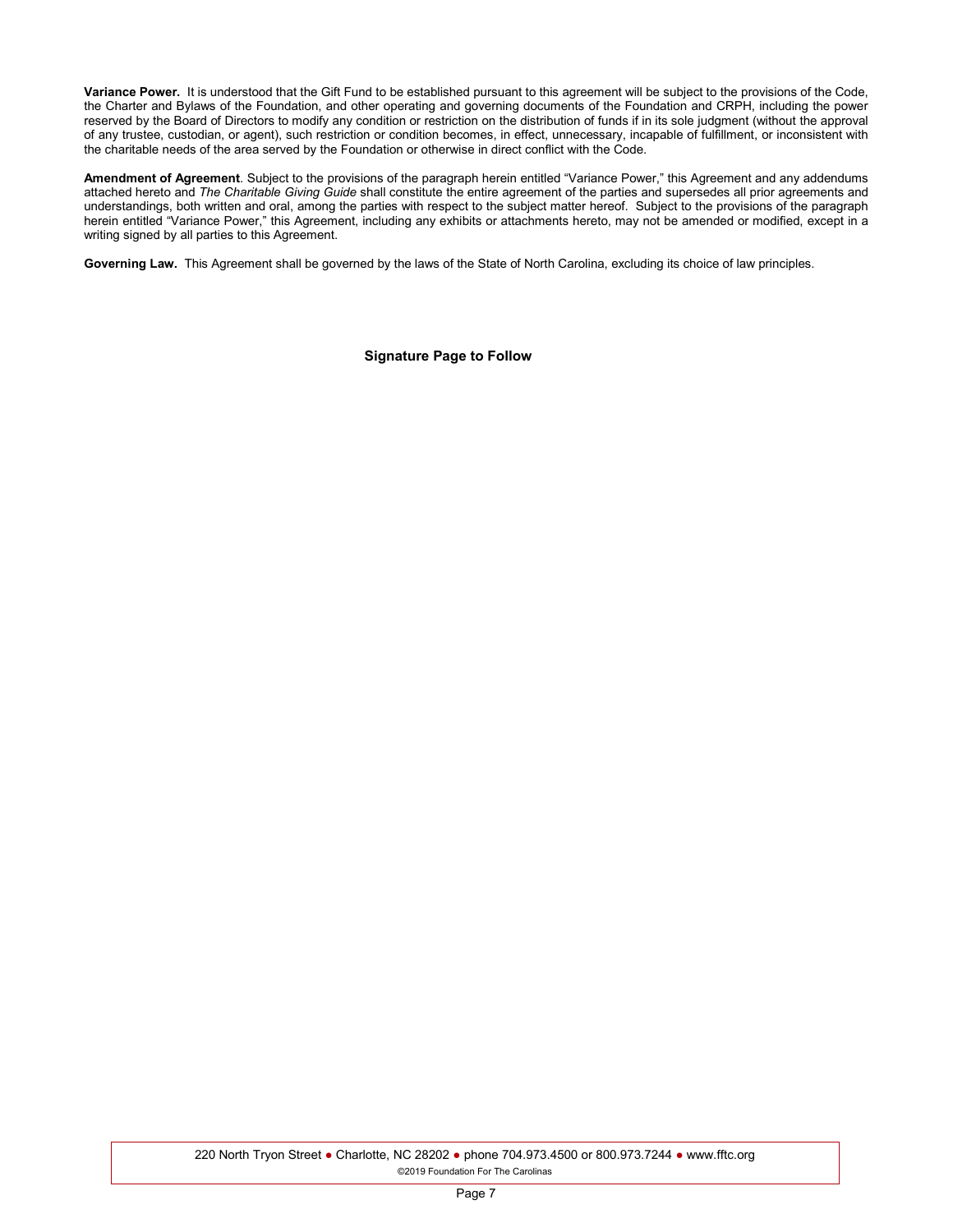**Variance Power.** It is understood that the Gift Fund to be established pursuant to this agreement will be subject to the provisions of the Code, the Charter and Bylaws of the Foundation, and other operating and governing documents of the Foundation and CRPH, including the power reserved by the Board of Directors to modify any condition or restriction on the distribution of funds if in its sole judgment (without the approval of any trustee, custodian, or agent), such restriction or condition becomes, in effect, unnecessary, incapable of fulfillment, or inconsistent with the charitable needs of the area served by the Foundation or otherwise in direct conflict with the Code.

**Amendment of Agreement**. Subject to the provisions of the paragraph herein entitled "Variance Power," this Agreement and any addendums attached hereto and *The Charitable Giving Guide* shall constitute the entire agreement of the parties and supersedes all prior agreements and understandings, both written and oral, among the parties with respect to the subject matter hereof. Subject to the provisions of the paragraph herein entitled "Variance Power," this Agreement, including any exhibits or attachments hereto, may not be amended or modified, except in a writing signed by all parties to this Agreement.

**Governing Law.** This Agreement shall be governed by the laws of the State of North Carolina, excluding its choice of law principles.

**Signature Page to Follow**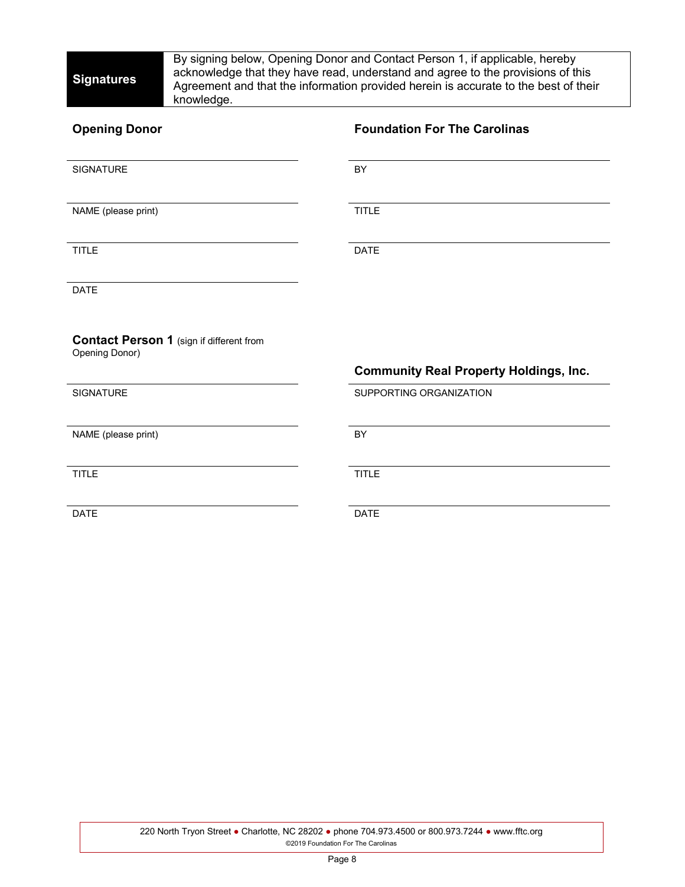**Signatures**

By signing below, Opening Donor and Contact Person 1, if applicable, hereby acknowledge that they have read, understand and agree to the provisions of this Agreement and that the information provided herein is accurate to the best of their knowledge.

### Opening Donor

\_\_\_\_\_\_\_\_\_\_\_\_\_\_\_\_\_\_\_\_\_\_\_\_\_\_\_\_\_\_
SIGNATURE

\_\_\_\_\_\_\_\_\_\_\_\_\_\_\_\_\_\_\_\_\_\_\_\_\_\_\_\_\_\_
NAME (please print)

\_\_\_\_\_\_\_\_\_\_\_\_\_\_\_\_\_\_\_\_\_\_\_\_\_\_\_\_\_\_
TITLE

\_\_\_\_\_\_\_\_\_\_\_\_\_\_\_\_\_\_\_\_\_\_\_\_\_\_\_\_\_\_
DATE

### Contact Person 1 (sign if different from Opening Donor)

\_\_\_\_\_\_\_\_\_\_\_\_\_\_\_\_\_\_\_\_\_\_\_\_\_\_\_\_\_\_
SIGNATURE

\_\_\_\_\_\_\_\_\_\_\_\_\_\_\_\_\_\_\_\_\_\_\_\_\_\_\_\_\_\_
NAME (please print)

\_\_\_\_\_\_\_\_\_\_\_\_\_\_\_\_\_\_\_\_\_\_\_\_\_\_\_\_\_\_
TITLE

\_\_\_\_\_\_\_\_\_\_\_\_\_\_\_\_\_\_\_\_\_\_\_\_\_\_\_\_\_\_
DATE

### Foundation For The Carolinas

\_\_\_\_\_\_\_\_\_\_\_\_\_\_\_\_\_\_\_\_\_\_\_\_\_\_\_\_\_\_
BY

\_\_\_\_\_\_\_\_\_\_\_\_\_\_\_\_\_\_\_\_\_\_\_\_\_\_\_\_\_\_
TITLE

\_\_\_\_\_\_\_\_\_\_\_\_\_\_\_\_\_\_\_\_\_\_\_\_\_\_\_\_\_\_
DATE

### Community Real Property Holdings, Inc.

\_\_\_\_\_\_\_\_\_\_\_\_\_\_\_\_\_\_\_\_\_\_\_\_\_\_\_\_\_\_
SUPPORTING ORGANIZATION

\_\_\_\_\_\_\_\_\_\_\_\_\_\_\_\_\_\_\_\_\_\_\_\_\_\_\_\_\_\_
BY

\_\_\_\_\_\_\_\_\_\_\_\_\_\_\_\_\_\_\_\_\_\_\_\_\_\_\_\_\_\_
TITLE

\_\_\_\_\_\_\_\_\_\_\_\_\_\_\_\_\_\_\_\_\_\_\_\_\_\_\_\_\_\_
DATE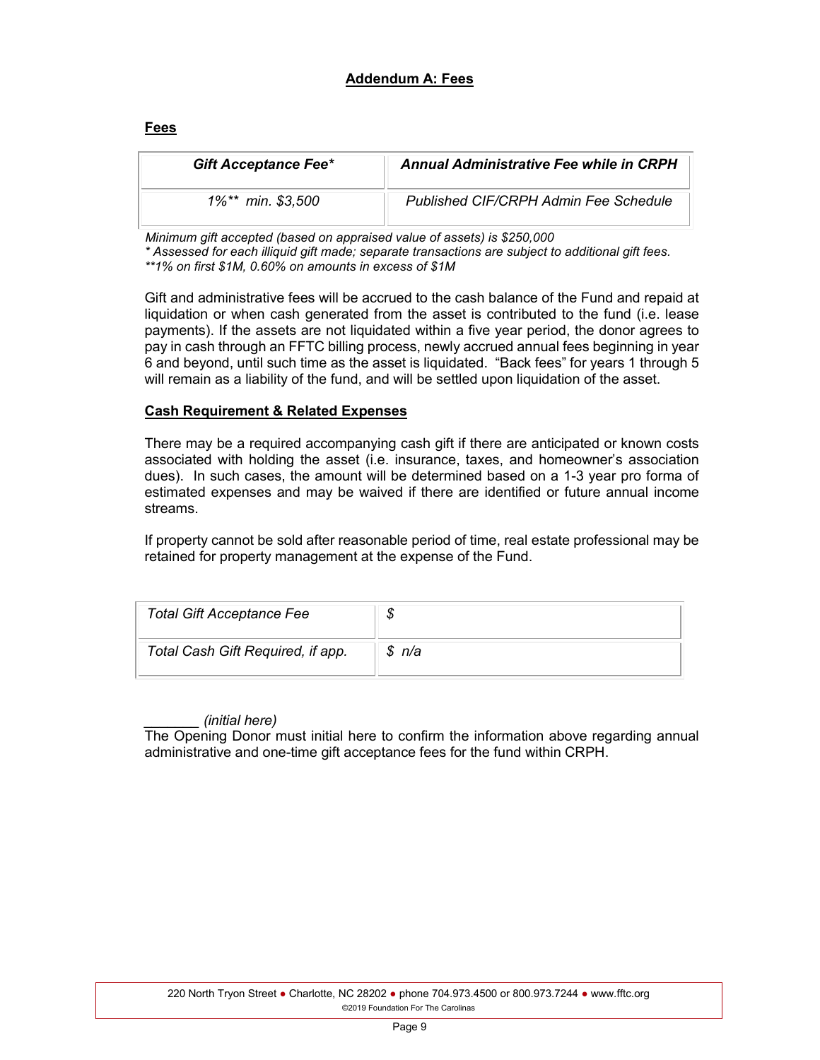## Addendum A: Fees

**Fees**

| *Gift Acceptance Fee** | *Annual Administrative Fee while in CRPH* |
|---|---|
| *1%** min. $3,500* | *Published CIF/CRPH Admin Fee Schedule* |

*Minimum gift accepted (based on appraised value of assets) is $250,000*
*\* Assessed for each illiquid gift made; separate transactions are subject to additional gift fees.*
*\*\*1% on first $1M, 0.60% on amounts in excess of $1M*

Gift and administrative fees will be accrued to the cash balance of the Fund and repaid at liquidation or when cash generated from the asset is contributed to the fund (i.e. lease payments). If the assets are not liquidated within a five year period, the donor agrees to pay in cash through an FFTC billing process, newly accrued annual fees beginning in year 6 and beyond, until such time as the asset is liquidated. "Back fees" for years 1 through 5 will remain as a liability of the fund, and will be settled upon liquidation of the asset.

**Cash Requirement & Related Expenses**

There may be a required accompanying cash gift if there are anticipated or known costs associated with holding the asset (i.e. insurance, taxes, and homeowner's association dues). In such cases, the amount will be determined based on a 1-3 year pro forma of estimated expenses and may be waived if there are identified or future annual income streams.

If property cannot be sold after reasonable period of time, real estate professional may be retained for property management at the expense of the Fund.

| | |
|---|---|
| *Total Gift Acceptance Fee* | *$* |
| *Total Cash Gift Required, if app.* | *$ n/a* |

_______ *(initial here)*
The Opening Donor must initial here to confirm the information above regarding annual administrative and one-time gift acceptance fees for the fund within CRPH.

220 North Tryon Street ● Charlotte, NC 28202 ● phone 704.973.4500 or 800.973.7244 ● www.fftc.org
©2019 Foundation For The Carolinas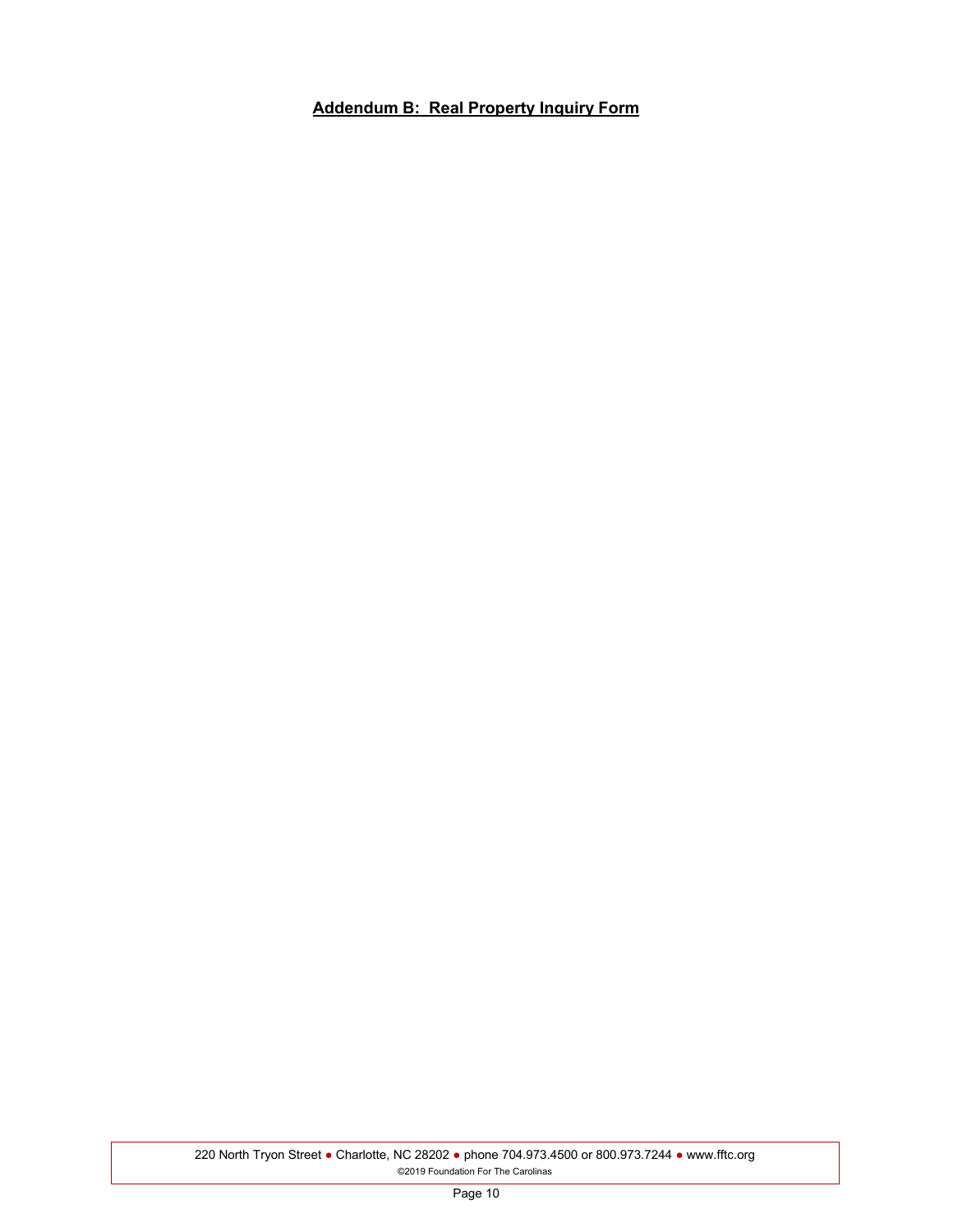**Addendum B: Real Property Inquiry Form**